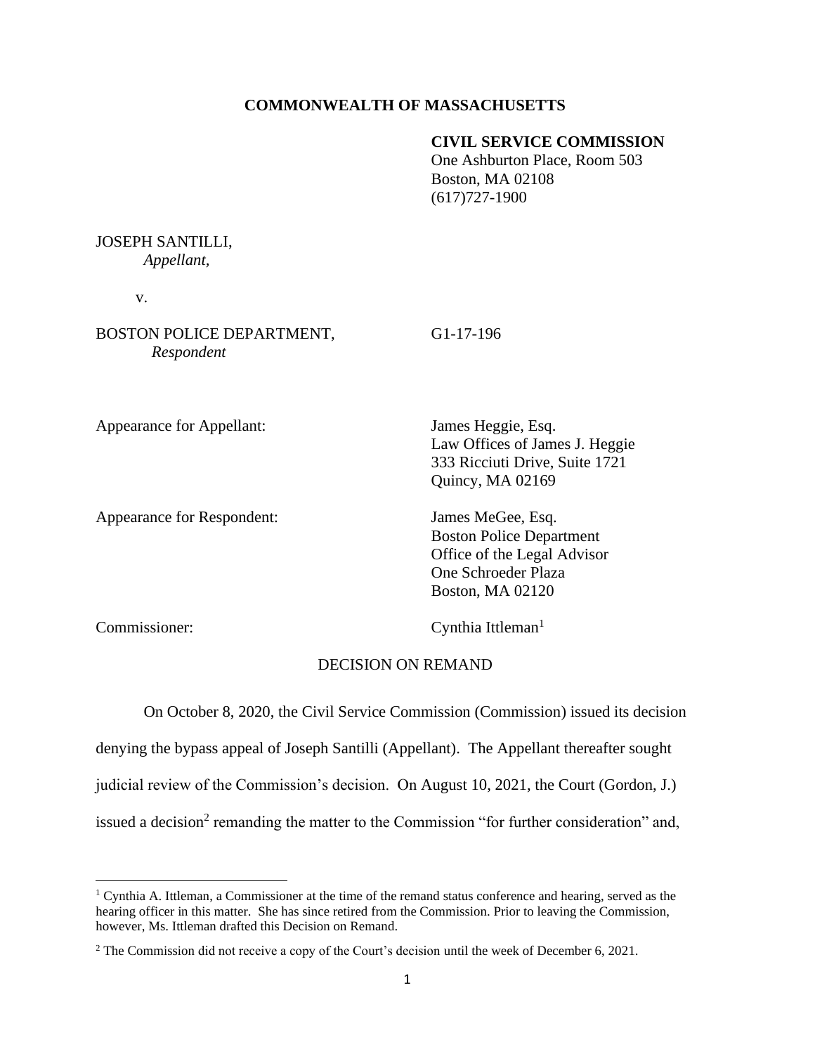**COMMONWEALTH OF MASSACHUSETTS**

**CIVIL SERVICE COMMISSION**
One Ashburton Place, Room 503
Boston, MA 02108
(617)727-1900

JOSEPH SANTILLI,
*Appellant,*

v.

BOSTON POLICE DEPARTMENT, G1-17-196
*Respondent*

Appearance for Appellant: James Heggie, Esq.
Law Offices of James J. Heggie
333 Ricciuti Drive, Suite 1721
Quincy, MA 02169

Appearance for Respondent: James MeGee, Esq.
Boston Police Department
Office of the Legal Advisor
One Schroeder Plaza
Boston, MA 02120

Commissioner: Cynthia Ittleman[1]

DECISION ON REMAND

On October 8, 2020, the Civil Service Commission (Commission) issued its decision denying the bypass appeal of Joseph Santilli (Appellant). The Appellant thereafter sought judicial review of the Commission's decision. On August 10, 2021, the Court (Gordon, J.) issued a decision[2] remanding the matter to the Commission "for further consideration" and,

---

[1] Cynthia A. Ittleman, a Commissioner at the time of the remand status conference and hearing, served as the hearing officer in this matter. She has since retired from the Commission. Prior to leaving the Commission, however, Ms. Ittleman drafted this Decision on Remand.

[2] The Commission did not receive a copy of the Court's decision until the week of December 6, 2021.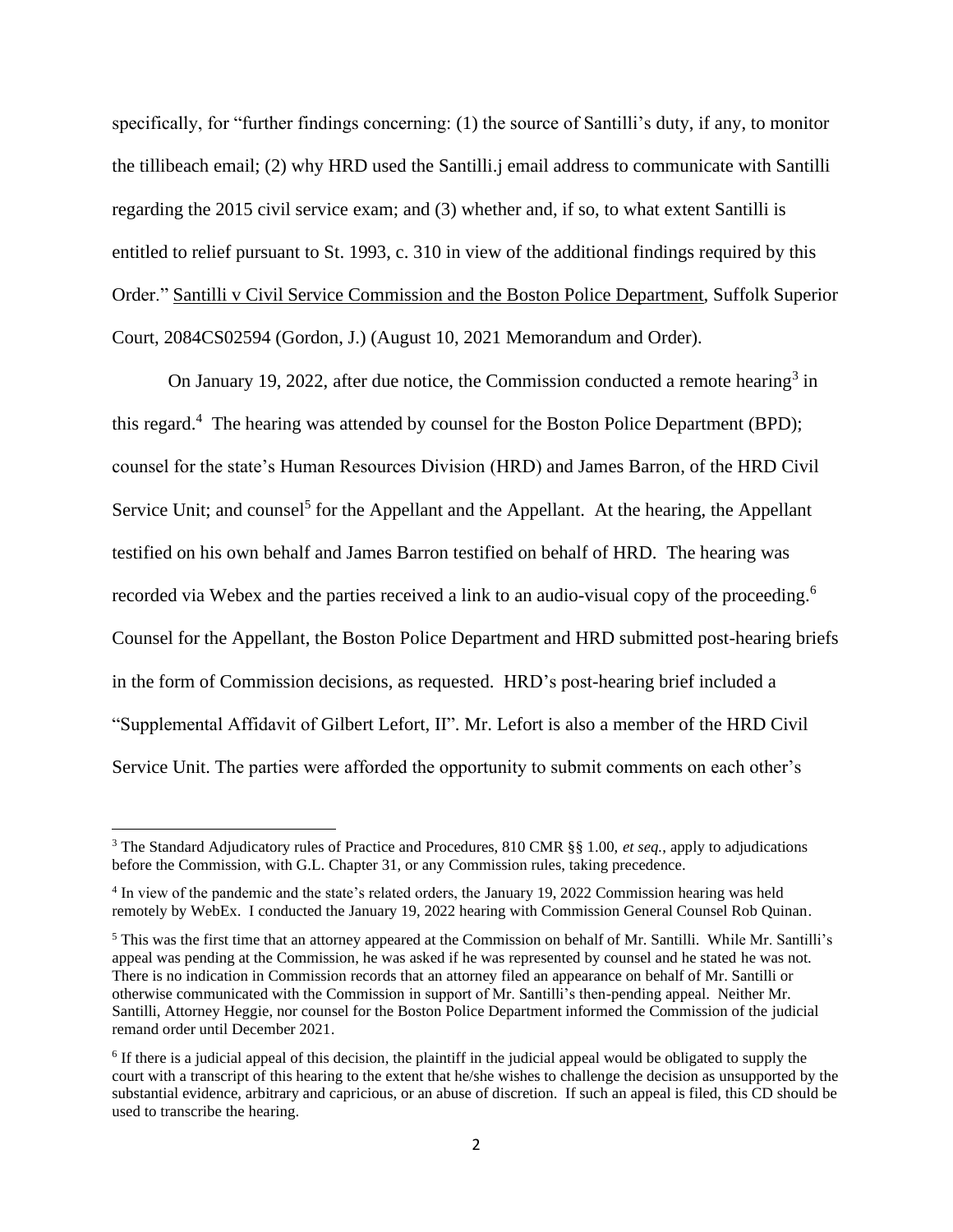specifically, for "further findings concerning: (1) the source of Santilli's duty, if any, to monitor the tillibeach email; (2) why HRD used the Santilli.j email address to communicate with Santilli regarding the 2015 civil service exam; and (3) whether and, if so, to what extent Santilli is entitled to relief pursuant to St. 1993, c. 310 in view of the additional findings required by this Order." Santilli v Civil Service Commission and the Boston Police Department, Suffolk Superior Court, 2084CS02594 (Gordon, J.) (August 10, 2021 Memorandum and Order).

On January 19, 2022, after due notice, the Commission conducted a remote hearing[3] in this regard.[4] The hearing was attended by counsel for the Boston Police Department (BPD); counsel for the state's Human Resources Division (HRD) and James Barron, of the HRD Civil Service Unit; and counsel[5] for the Appellant and the Appellant. At the hearing, the Appellant testified on his own behalf and James Barron testified on behalf of HRD. The hearing was recorded via Webex and the parties received a link to an audio-visual copy of the proceeding.[6] Counsel for the Appellant, the Boston Police Department and HRD submitted post-hearing briefs in the form of Commission decisions, as requested. HRD's post-hearing brief included a "Supplemental Affidavit of Gilbert Lefort, II". Mr. Lefort is also a member of the HRD Civil Service Unit. The parties were afforded the opportunity to submit comments on each other's

---

[3] The Standard Adjudicatory rules of Practice and Procedures, 810 CMR §§ 1.00, *et seq.*, apply to adjudications before the Commission, with G.L. Chapter 31, or any Commission rules, taking precedence.

[4] In view of the pandemic and the state's related orders, the January 19, 2022 Commission hearing was held remotely by WebEx. I conducted the January 19, 2022 hearing with Commission General Counsel Rob Quinan.

[5] This was the first time that an attorney appeared at the Commission on behalf of Mr. Santilli. While Mr. Santilli's appeal was pending at the Commission, he was asked if he was represented by counsel and he stated he was not. There is no indication in Commission records that an attorney filed an appearance on behalf of Mr. Santilli or otherwise communicated with the Commission in support of Mr. Santilli's then-pending appeal. Neither Mr. Santilli, Attorney Heggie, nor counsel for the Boston Police Department informed the Commission of the judicial remand order until December 2021.

[6] If there is a judicial appeal of this decision, the plaintiff in the judicial appeal would be obligated to supply the court with a transcript of this hearing to the extent that he/she wishes to challenge the decision as unsupported by the substantial evidence, arbitrary and capricious, or an abuse of discretion. If such an appeal is filed, this CD should be used to transcribe the hearing.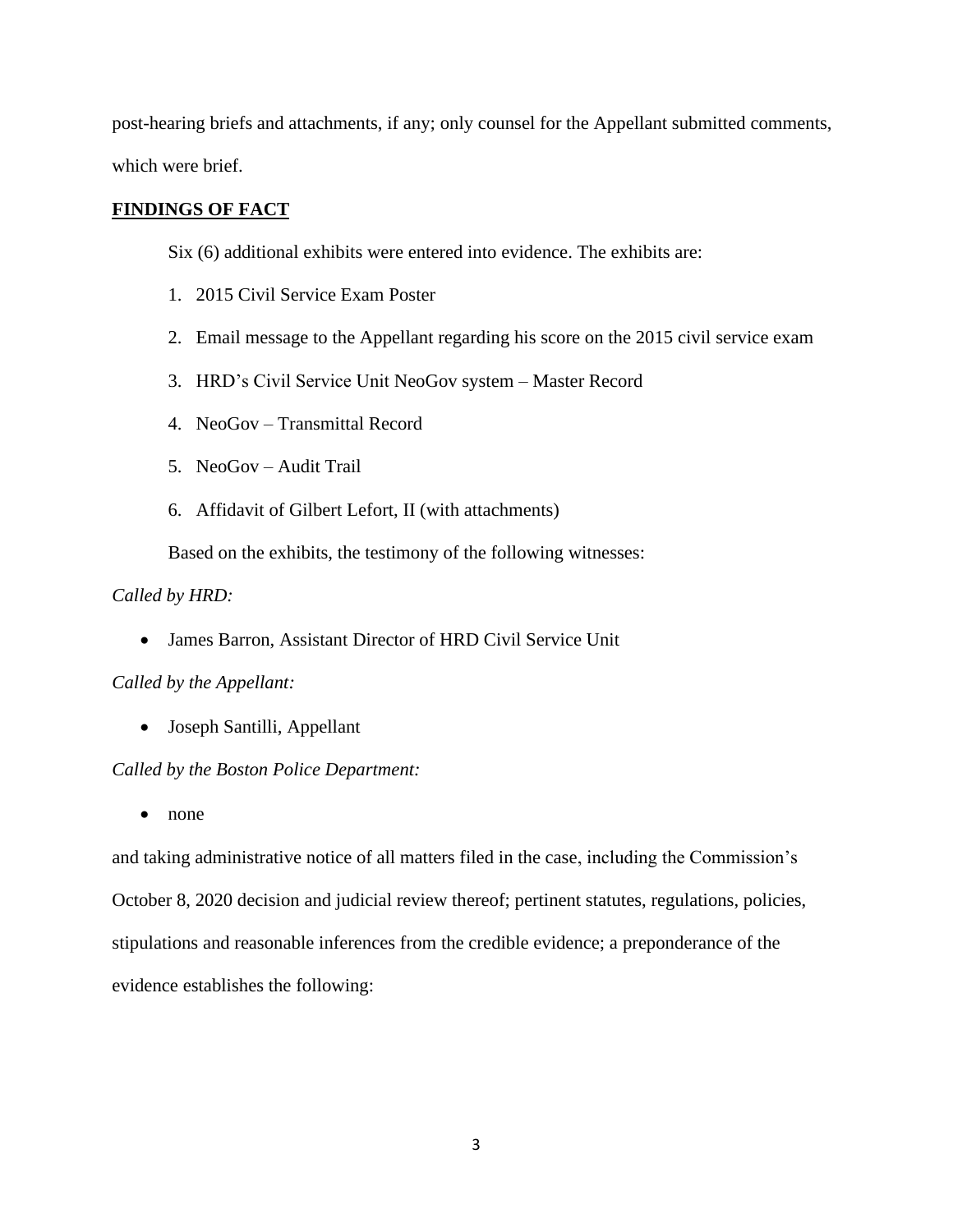post-hearing briefs and attachments, if any; only counsel for the Appellant submitted comments, which were brief.

## **FINDINGS OF FACT**

Six (6) additional exhibits were entered into evidence. The exhibits are:

1. 2015 Civil Service Exam Poster
2. Email message to the Appellant regarding his score on the 2015 civil service exam
3. HRD's Civil Service Unit NeoGov system – Master Record
4. NeoGov – Transmittal Record
5. NeoGov – Audit Trail
6. Affidavit of Gilbert Lefort, II (with attachments)

Based on the exhibits, the testimony of the following witnesses:

*Called by HRD:*

- James Barron, Assistant Director of HRD Civil Service Unit

*Called by the Appellant:*

- Joseph Santilli, Appellant

*Called by the Boston Police Department:*

- none

and taking administrative notice of all matters filed in the case, including the Commission's October 8, 2020 decision and judicial review thereof; pertinent statutes, regulations, policies, stipulations and reasonable inferences from the credible evidence; a preponderance of the evidence establishes the following: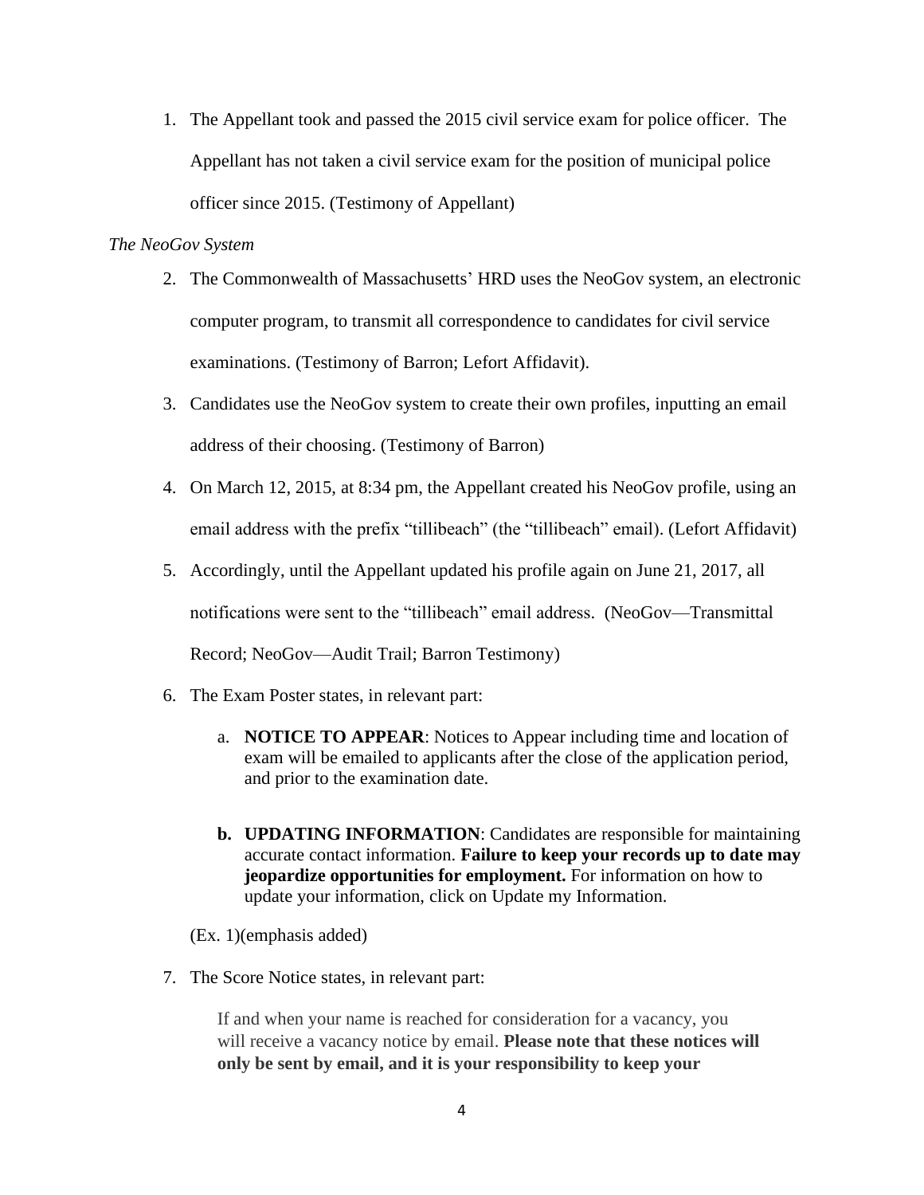1. The Appellant took and passed the 2015 civil service exam for police officer. The Appellant has not taken a civil service exam for the position of municipal police officer since 2015. (Testimony of Appellant)

*The NeoGov System*

2. The Commonwealth of Massachusetts' HRD uses the NeoGov system, an electronic computer program, to transmit all correspondence to candidates for civil service examinations. (Testimony of Barron; Lefort Affidavit).

3. Candidates use the NeoGov system to create their own profiles, inputting an email address of their choosing. (Testimony of Barron)

4. On March 12, 2015, at 8:34 pm, the Appellant created his NeoGov profile, using an email address with the prefix "tillibeach" (the "tillibeach" email). (Lefort Affidavit)

5. Accordingly, until the Appellant updated his profile again on June 21, 2017, all notifications were sent to the "tillibeach" email address. (NeoGov—Transmittal Record; NeoGov—Audit Trail; Barron Testimony)

6. The Exam Poster states, in relevant part:

   a. **NOTICE TO APPEAR**: Notices to Appear including time and location of exam will be emailed to applicants after the close of the application period, and prior to the examination date.

   **b. UPDATING INFORMATION**: Candidates are responsible for maintaining accurate contact information. **Failure to keep your records up to date may jeopardize opportunities for employment.** For information on how to update your information, click on Update my Information.

   (Ex. 1)(emphasis added)

7. The Score Notice states, in relevant part:

   If and when your name is reached for consideration for a vacancy, you will receive a vacancy notice by email. **Please note that these notices will only be sent by email, and it is your responsibility to keep your**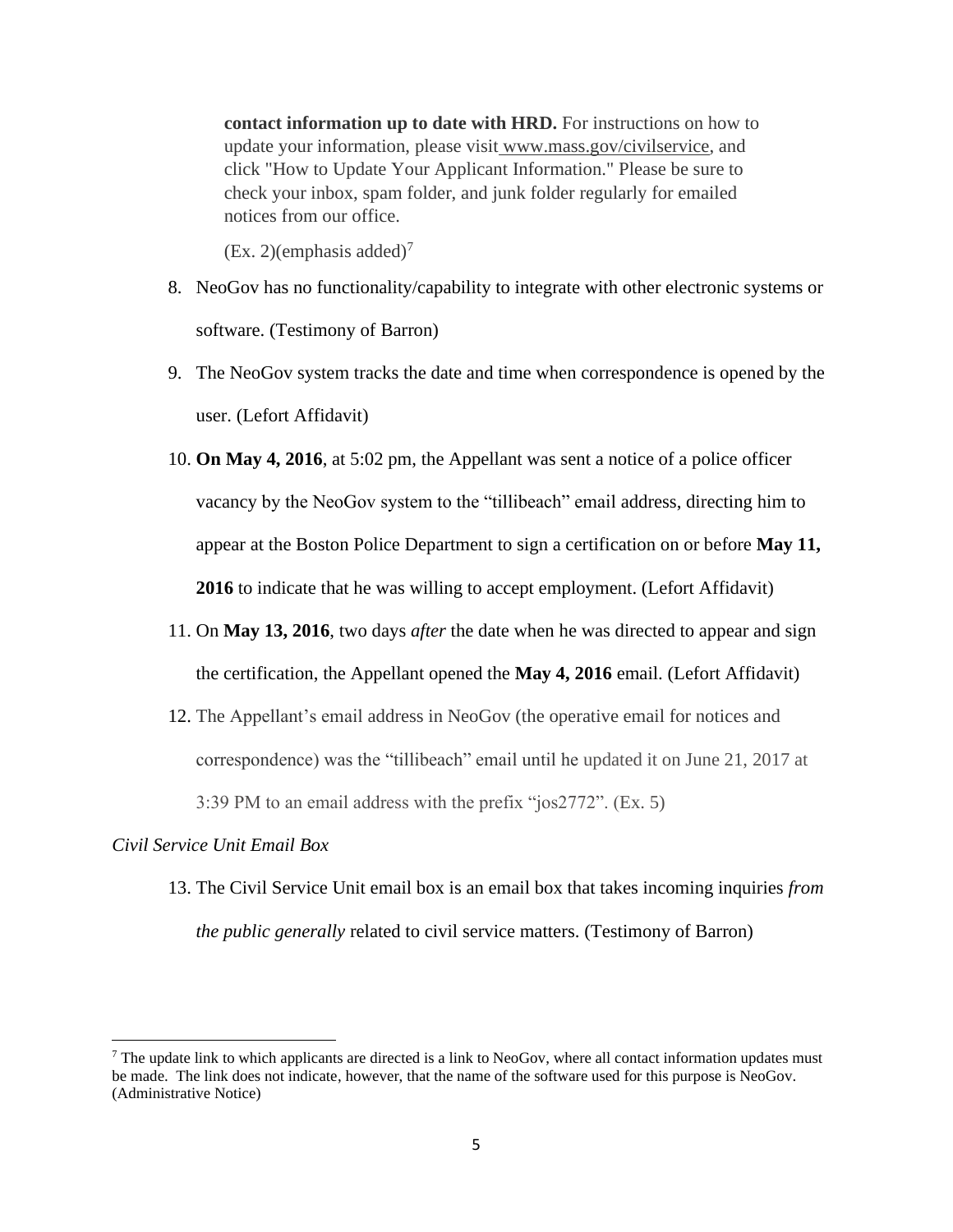> **contact information up to date with HRD.** For instructions on how to update your information, please visit www.mass.gov/civilservice, and click "How to Update Your Applicant Information." Please be sure to check your inbox, spam folder, and junk folder regularly for emailed notices from our office.
>
> (Ex. 2)(emphasis added)[7]

8. NeoGov has no functionality/capability to integrate with other electronic systems or software. (Testimony of Barron)
9. The NeoGov system tracks the date and time when correspondence is opened by the user. (Lefort Affidavit)
10. **On May 4, 2016**, at 5:02 pm, the Appellant was sent a notice of a police officer vacancy by the NeoGov system to the "tillibeach" email address, directing him to appear at the Boston Police Department to sign a certification on or before **May 11, 2016** to indicate that he was willing to accept employment. (Lefort Affidavit)
11. On **May 13, 2016**, two days *after* the date when he was directed to appear and sign the certification, the Appellant opened the **May 4, 2016** email. (Lefort Affidavit)
12. The Appellant's email address in NeoGov (the operative email for notices and correspondence) was the "tillibeach" email until he updated it on June 21, 2017 at 3:39 PM to an email address with the prefix "jos2772". (Ex. 5)

*Civil Service Unit Email Box*

13. The Civil Service Unit email box is an email box that takes incoming inquiries *from the public generally* related to civil service matters. (Testimony of Barron)

---

[7] The update link to which applicants are directed is a link to NeoGov, where all contact information updates must be made. The link does not indicate, however, that the name of the software used for this purpose is NeoGov. (Administrative Notice)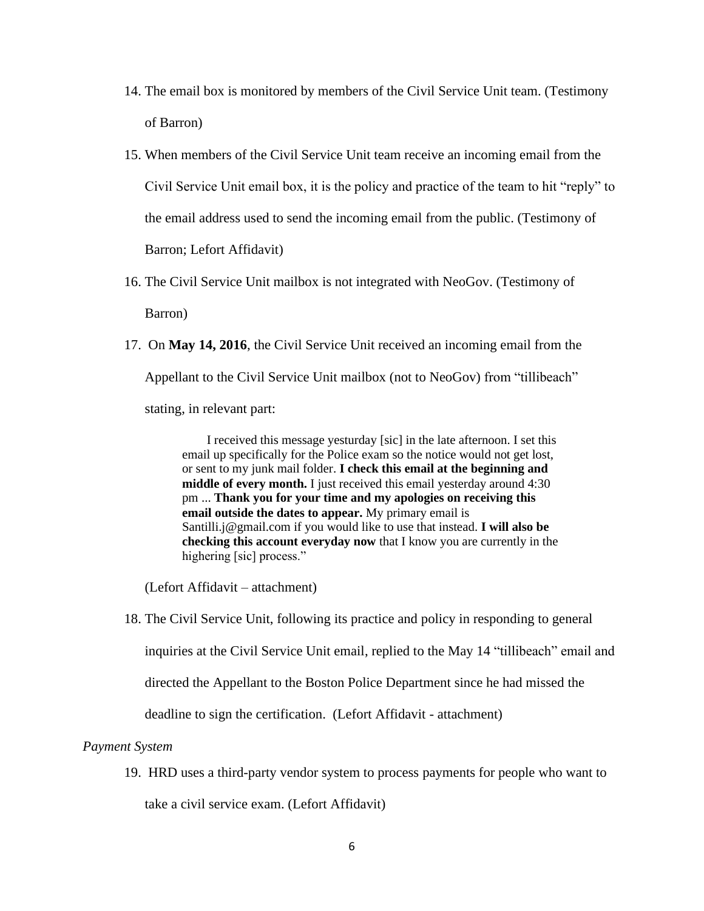14. The email box is monitored by members of the Civil Service Unit team. (Testimony of Barron)

15. When members of the Civil Service Unit team receive an incoming email from the Civil Service Unit email box, it is the policy and practice of the team to hit "reply" to the email address used to send the incoming email from the public. (Testimony of Barron; Lefort Affidavit)

16. The Civil Service Unit mailbox is not integrated with NeoGov. (Testimony of Barron)

17. On **May 14, 2016**, the Civil Service Unit received an incoming email from the Appellant to the Civil Service Unit mailbox (not to NeoGov) from "tillibeach" stating, in relevant part:

> I received this message yesturday [sic] in the late afternoon. I set this email up specifically for the Police exam so the notice would not get lost, or sent to my junk mail folder. **I check this email at the beginning and middle of every month.** I just received this email yesterday around 4:30 pm ... **Thank you for your time and my apologies on receiving this email outside the dates to appear.** My primary email is Santilli.j@gmail.com if you would like to use that instead. **I will also be checking this account everyday now** that I know you are currently in the highering [sic] process."

(Lefort Affidavit – attachment)

18. The Civil Service Unit, following its practice and policy in responding to general inquiries at the Civil Service Unit email, replied to the May 14 "tillibeach" email and directed the Appellant to the Boston Police Department since he had missed the deadline to sign the certification. (Lefort Affidavit - attachment)

*Payment System*

19. HRD uses a third-party vendor system to process payments for people who want to take a civil service exam. (Lefort Affidavit)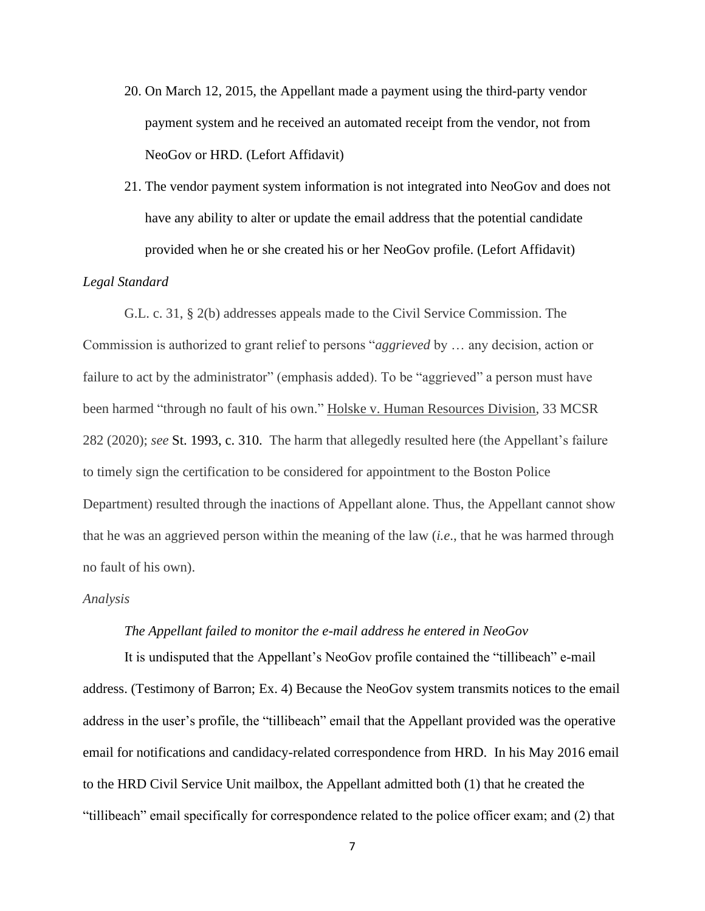20. On March 12, 2015, the Appellant made a payment using the third-party vendor payment system and he received an automated receipt from the vendor, not from NeoGov or HRD. (Lefort Affidavit)
21. The vendor payment system information is not integrated into NeoGov and does not have any ability to alter or update the email address that the potential candidate provided when he or she created his or her NeoGov profile. (Lefort Affidavit)

*Legal Standard*

G.L. c. 31, § 2(b) addresses appeals made to the Civil Service Commission. The Commission is authorized to grant relief to persons "*aggrieved* by … any decision, action or failure to act by the administrator" (emphasis added). To be "aggrieved" a person must have been harmed "through no fault of his own." Holske v. Human Resources Division, 33 MCSR 282 (2020); *see* St. 1993, c. 310. The harm that allegedly resulted here (the Appellant's failure to timely sign the certification to be considered for appointment to the Boston Police Department) resulted through the inactions of Appellant alone. Thus, the Appellant cannot show that he was an aggrieved person within the meaning of the law (*i.e*., that he was harmed through no fault of his own).

*Analysis*

*The Appellant failed to monitor the e-mail address he entered in NeoGov*

It is undisputed that the Appellant's NeoGov profile contained the "tillibeach" e-mail address. (Testimony of Barron; Ex. 4) Because the NeoGov system transmits notices to the email address in the user's profile, the "tillibeach" email that the Appellant provided was the operative email for notifications and candidacy-related correspondence from HRD. In his May 2016 email to the HRD Civil Service Unit mailbox, the Appellant admitted both (1) that he created the "tillibeach" email specifically for correspondence related to the police officer exam; and (2) that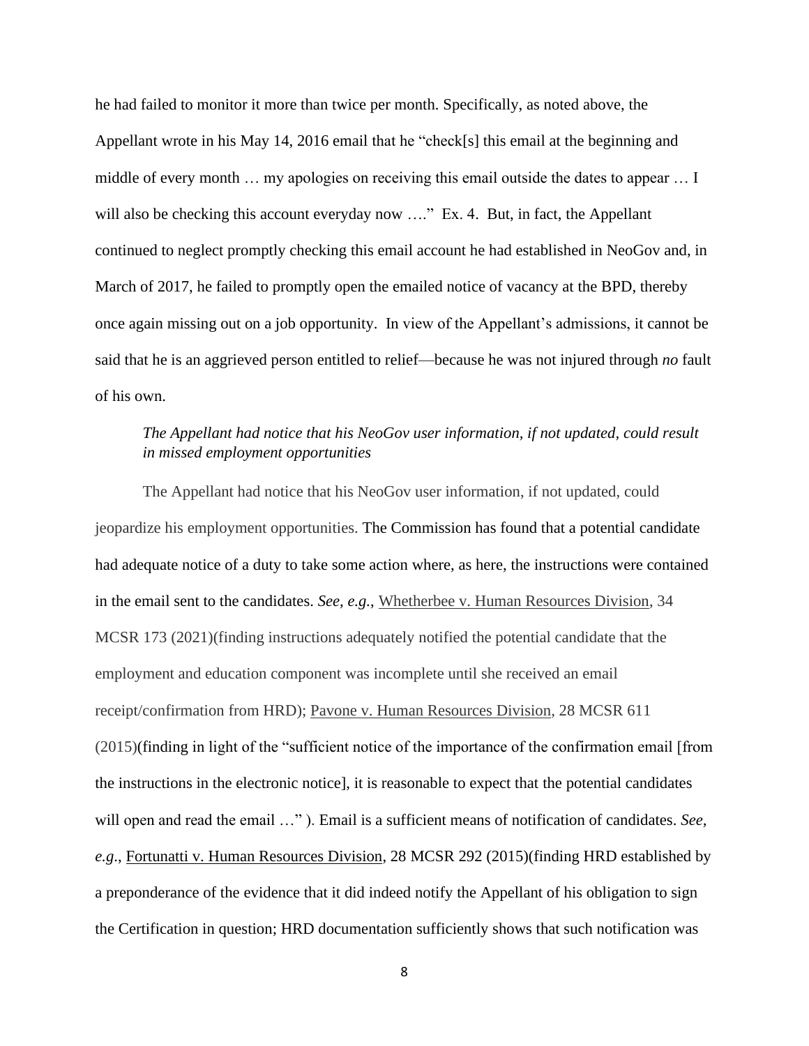he had failed to monitor it more than twice per month. Specifically, as noted above, the Appellant wrote in his May 14, 2016 email that he "check[s] this email at the beginning and middle of every month … my apologies on receiving this email outside the dates to appear … I will also be checking this account everyday now …." Ex. 4. But, in fact, the Appellant continued to neglect promptly checking this email account he had established in NeoGov and, in March of 2017, he failed to promptly open the emailed notice of vacancy at the BPD, thereby once again missing out on a job opportunity. In view of the Appellant's admissions, it cannot be said that he is an aggrieved person entitled to relief—because he was not injured through *no* fault of his own.

*The Appellant had notice that his NeoGov user information, if not updated, could result in missed employment opportunities*

The Appellant had notice that his NeoGov user information, if not updated, could jeopardize his employment opportunities. The Commission has found that a potential candidate had adequate notice of a duty to take some action where, as here, the instructions were contained in the email sent to the candidates. *See, e.g.*, Whetherbee v. Human Resources Division, 34 MCSR 173 (2021)(finding instructions adequately notified the potential candidate that the employment and education component was incomplete until she received an email receipt/confirmation from HRD); Pavone v. Human Resources Division, 28 MCSR 611 (2015)(finding in light of the "sufficient notice of the importance of the confirmation email [from the instructions in the electronic notice], it is reasonable to expect that the potential candidates will open and read the email …" ). Email is a sufficient means of notification of candidates. *See, e.g.*, Fortunatti v. Human Resources Division, 28 MCSR 292 (2015)(finding HRD established by a preponderance of the evidence that it did indeed notify the Appellant of his obligation to sign the Certification in question; HRD documentation sufficiently shows that such notification was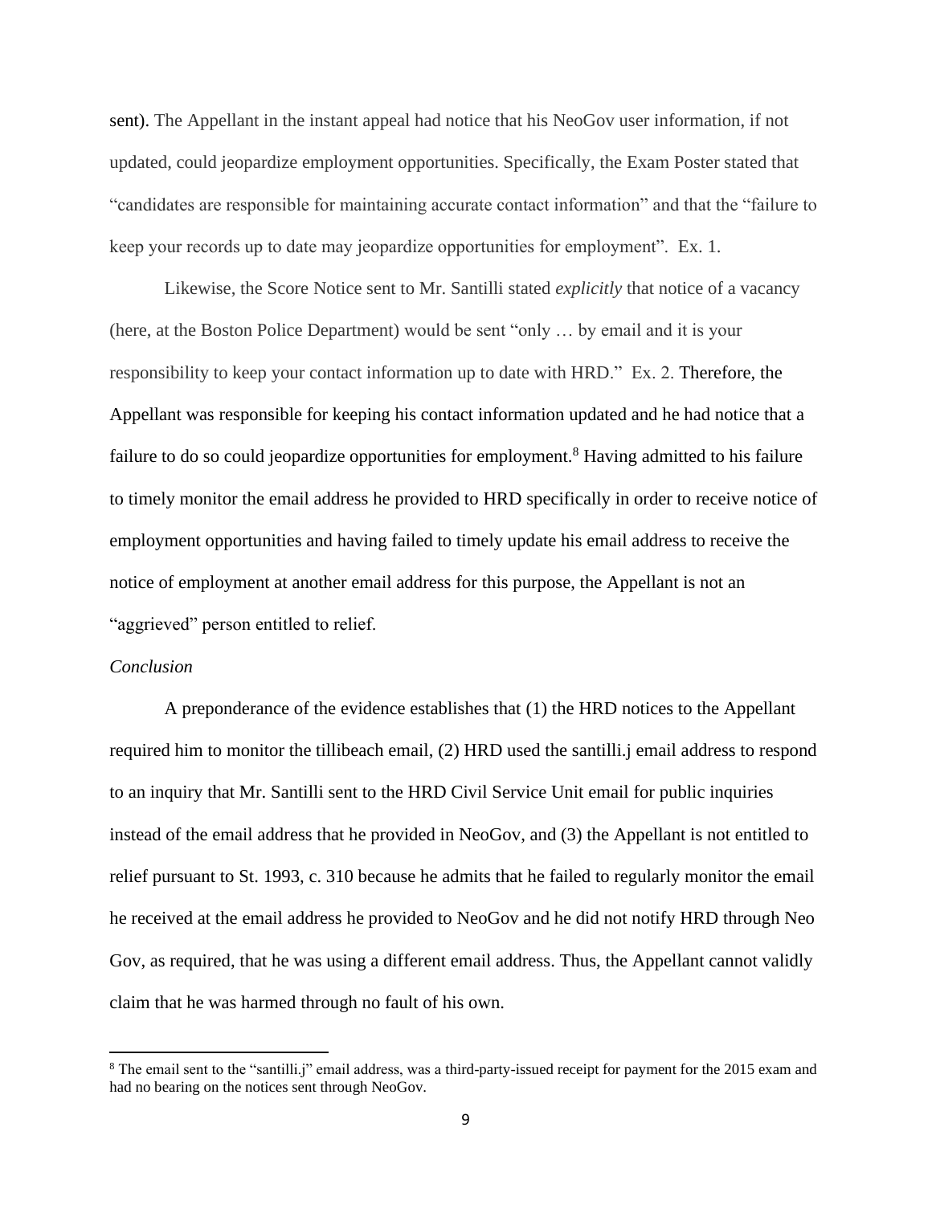sent). The Appellant in the instant appeal had notice that his NeoGov user information, if not updated, could jeopardize employment opportunities. Specifically, the Exam Poster stated that "candidates are responsible for maintaining accurate contact information" and that the "failure to keep your records up to date may jeopardize opportunities for employment". Ex. 1.

Likewise, the Score Notice sent to Mr. Santilli stated *explicitly* that notice of a vacancy (here, at the Boston Police Department) would be sent "only … by email and it is your responsibility to keep your contact information up to date with HRD." Ex. 2. Therefore, the Appellant was responsible for keeping his contact information updated and he had notice that a failure to do so could jeopardize opportunities for employment.[8] Having admitted to his failure to timely monitor the email address he provided to HRD specifically in order to receive notice of employment opportunities and having failed to timely update his email address to receive the notice of employment at another email address for this purpose, the Appellant is not an "aggrieved" person entitled to relief.

*Conclusion*

A preponderance of the evidence establishes that (1) the HRD notices to the Appellant required him to monitor the tillibeach email, (2) HRD used the santilli.j email address to respond to an inquiry that Mr. Santilli sent to the HRD Civil Service Unit email for public inquiries instead of the email address that he provided in NeoGov, and (3) the Appellant is not entitled to relief pursuant to St. 1993, c. 310 because he admits that he failed to regularly monitor the email he received at the email address he provided to NeoGov and he did not notify HRD through Neo Gov, as required, that he was using a different email address. Thus, the Appellant cannot validly claim that he was harmed through no fault of his own.

[8] The email sent to the "santilli.j" email address, was a third-party-issued receipt for payment for the 2015 exam and had no bearing on the notices sent through NeoGov.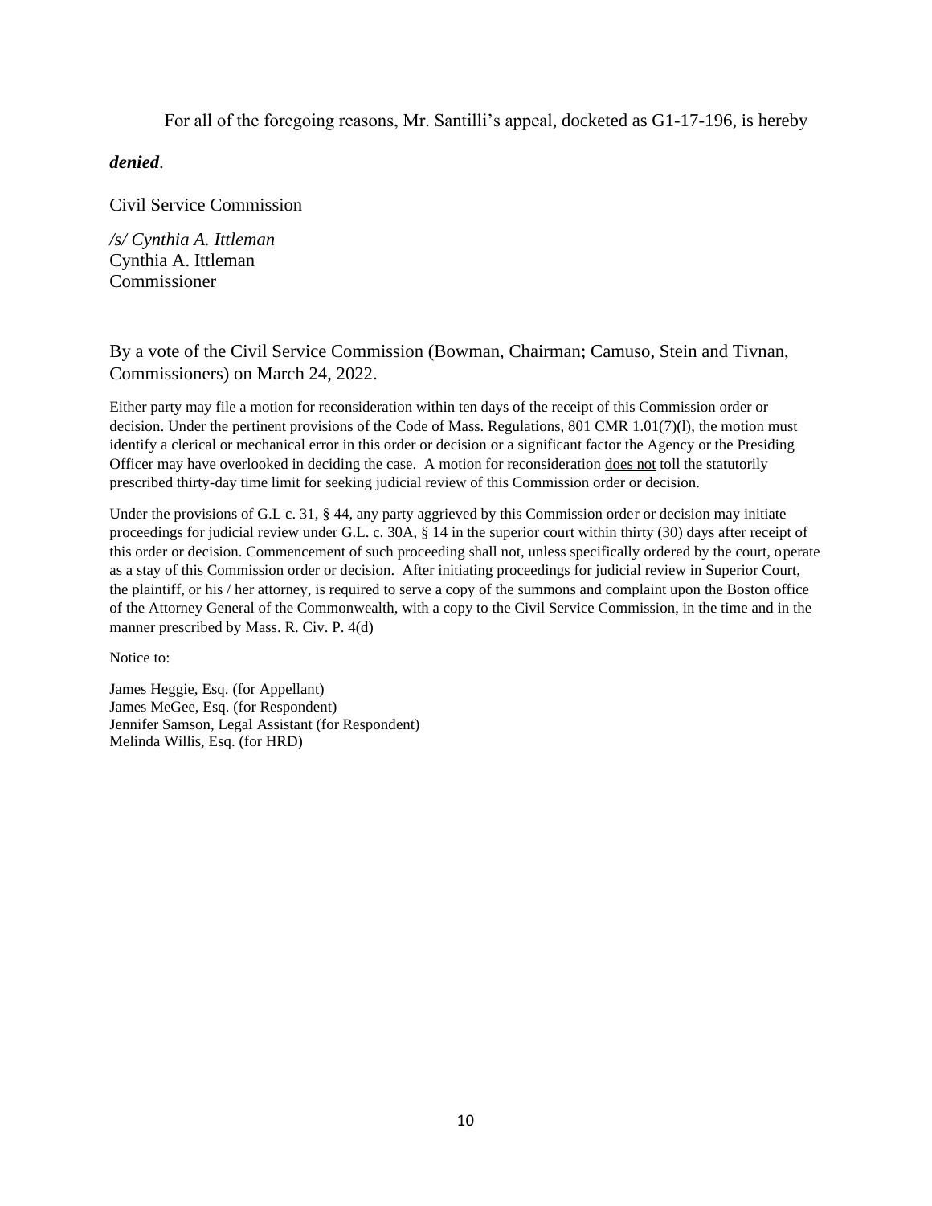For all of the foregoing reasons, Mr. Santilli's appeal, docketed as G1-17-196, is hereby

***denied***.

Civil Service Commission

*/s/ Cynthia A. Ittleman*
Cynthia A. Ittleman
Commissioner

By a vote of the Civil Service Commission (Bowman, Chairman; Camuso, Stein and Tivnan, Commissioners) on March 24, 2022.

Either party may file a motion for reconsideration within ten days of the receipt of this Commission order or decision. Under the pertinent provisions of the Code of Mass. Regulations, 801 CMR 1.01(7)(l), the motion must identify a clerical or mechanical error in this order or decision or a significant factor the Agency or the Presiding Officer may have overlooked in deciding the case. A motion for reconsideration does not toll the statutorily prescribed thirty-day time limit for seeking judicial review of this Commission order or decision.

Under the provisions of G.L c. 31, § 44, any party aggrieved by this Commission order or decision may initiate proceedings for judicial review under G.L. c. 30A, § 14 in the superior court within thirty (30) days after receipt of this order or decision. Commencement of such proceeding shall not, unless specifically ordered by the court, operate as a stay of this Commission order or decision. After initiating proceedings for judicial review in Superior Court, the plaintiff, or his / her attorney, is required to serve a copy of the summons and complaint upon the Boston office of the Attorney General of the Commonwealth, with a copy to the Civil Service Commission, in the time and in the manner prescribed by Mass. R. Civ. P. 4(d)

Notice to:

James Heggie, Esq. (for Appellant)
James MeGee, Esq. (for Respondent)
Jennifer Samson, Legal Assistant (for Respondent)
Melinda Willis, Esq. (for HRD)